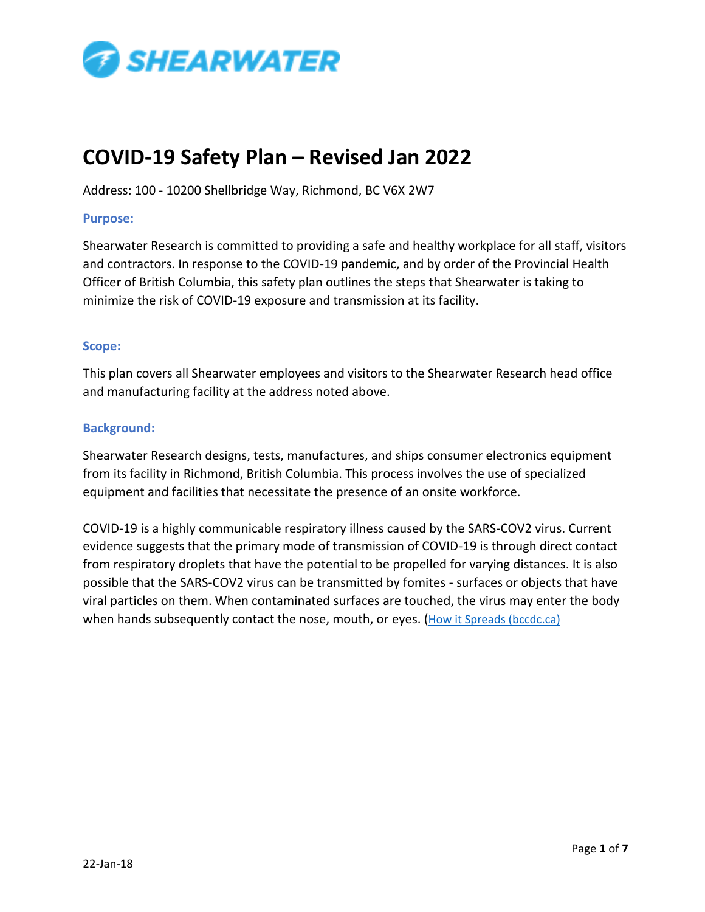# COVID-19 Safety Plan – Revised Jan 2022

Address: 100 - 10200 Shellbridge Way, Richmond, BC V6X 2W7

### Purpose:

Shearwater Research is committed to providing a safe and healthy workplace for all staff, visitors and contractors. In response to the COVID-19 pandemic, and by order of the Provincial Health Officer of British Columbia, this safety plan outlines the steps that Shearwater is taking to minimize the risk of COVID-19 exposure and transmission at its facility.

### Scope:

This plan covers all Shearwater employees and visitors to the Shearwater Research head office and manufacturing facility at the address noted above.

### Background:

Shearwater Research designs, tests, manufactures, and ships consumer electronics equipment from its facility in Richmond, British Columbia. This process involves the use of specialized equipment and facilities that necessitate the presence of an onsite workforce.

COVID-19 is a highly communicable respiratory illness caused by the SARS-COV2 virus. Current evidence suggests that the primary mode of transmission of COVID-19 is through direct contact from respiratory droplets that have the potential to be propelled for varying distances. It is also possible that the SARS-COV2 virus can be transmitted by fomites - surfaces or objects that have viral particles on them. When contaminated surfaces are touched, the virus may enter the body when hands subsequently contact the nose, mouth, or eyes. (How it Spreads (bccdc.ca))

22-Jan-18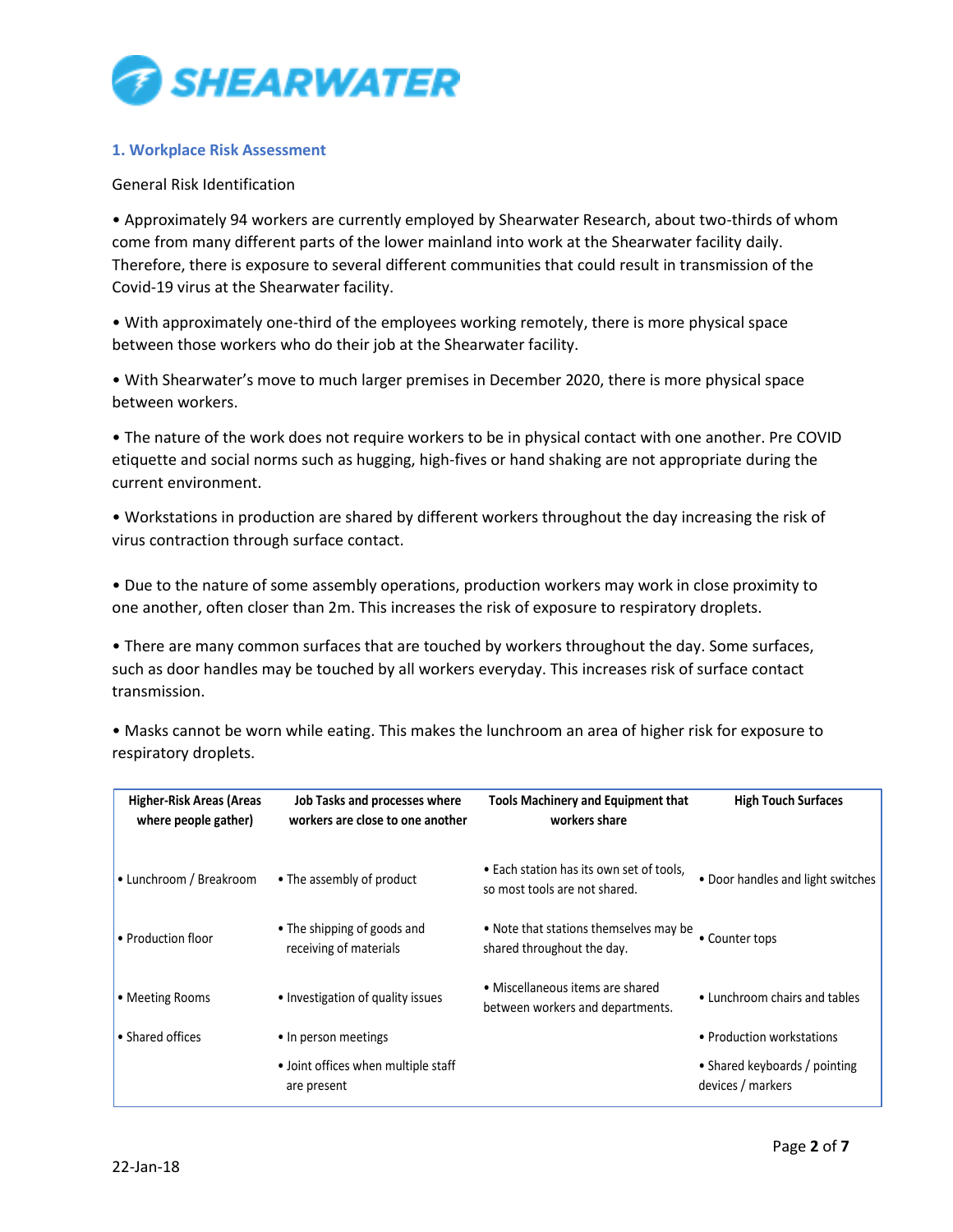## 1. Workplace Risk Assessment

General Risk Identification

• Approximately 94 workers are currently employed by Shearwater Research, about two-thirds of whom come from many different parts of the lower mainland into work at the Shearwater facility daily. Therefore, there is exposure to several different communities that could result in transmission of the Covid-19 virus at the Shearwater facility.

• With approximately one-third of the employees working remotely, there is more physical space between those workers who do their job at the Shearwater facility.

• With Shearwater's move to much larger premises in December 2020, there is more physical space between workers.

• The nature of the work does not require workers to be in physical contact with one another. Pre COVID etiquette and social norms such as hugging, high-fives or hand shaking are not appropriate during the current environment.

• Workstations in production are shared by different workers throughout the day increasing the risk of virus contraction through surface contact.

• Due to the nature of some assembly operations, production workers may work in close proximity to one another, often closer than 2m. This increases the risk of exposure to respiratory droplets.

• There are many common surfaces that are touched by workers throughout the day. Some surfaces, such as door handles may be touched by all workers everyday. This increases risk of surface contact transmission.

• Masks cannot be worn while eating. This makes the lunchroom an area of higher risk for exposure to respiratory droplets.

| Higher-Risk Areas (Areas where people gather) | Job Tasks and processes where workers are close to one another | Tools Machinery and Equipment that workers share | High Touch Surfaces |
|---|---|---|---|
| • Lunchroom / Breakroom | • The assembly of product | • Each station has its own set of tools, so most tools are not shared. | • Door handles and light switches |
| • Production floor | • The shipping of goods and receiving of materials | • Note that stations themselves may be shared throughout the day. | • Counter tops |
| • Meeting Rooms | • Investigation of quality issues | • Miscellaneous items are shared between workers and departments. | • Lunchroom chairs and tables |
| • Shared offices | • In person meetings | | • Production workstations |
| | • Joint offices when multiple staff are present | | • Shared keyboards / pointing devices / markers |

22-Jan-18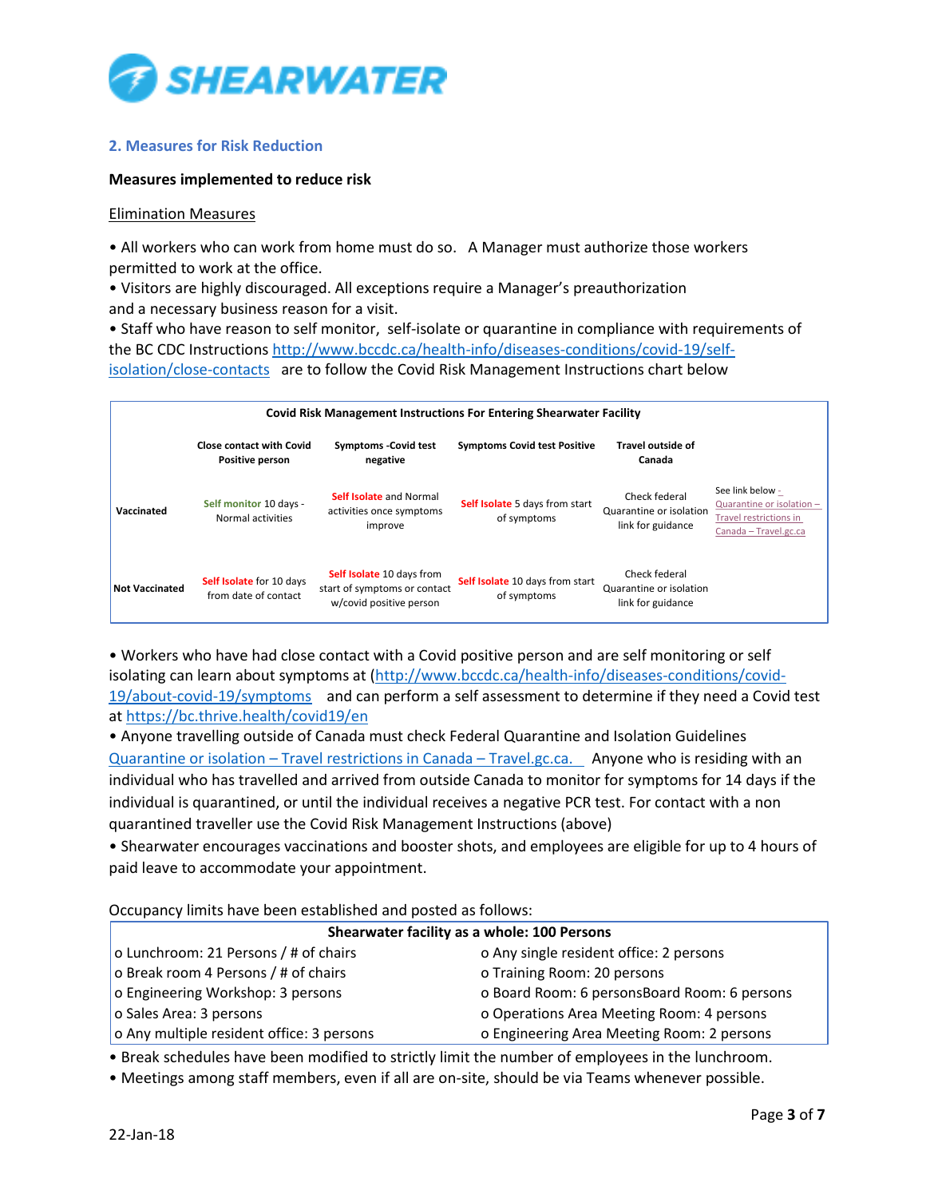## 2. Measures for Risk Reduction

**Measures implemented to reduce risk**

Elimination Measures

- All workers who can work from home must do so. A Manager must authorize those workers permitted to work at the office.
- Visitors are highly discouraged. All exceptions require a Manager's preauthorization and a necessary business reason for a visit.
- Staff who have reason to self monitor, self-isolate or quarantine in compliance with requirements of the BC CDC Instructions http://www.bccdc.ca/health-info/diseases-conditions/covid-19/self-isolation/close-contacts are to follow the Covid Risk Management Instructions chart below

**Covid Risk Management Instructions For Entering Shearwater Facility**

| | Close contact with Covid Positive person | Symptoms -Covid test negative | Symptoms Covid test Positive | Travel outside of Canada | |
|---|---|---|---|---|---|
| **Vaccinated** | Self monitor 10 days - Normal activities | Self Isolate and Normal activities once symptoms improve | Self Isolate 5 days from start of symptoms | Check federal Quarantine or isolation link for guidance | See link below - Quarantine or isolation – Travel restrictions in Canada – Travel.gc.ca |
| **Not Vaccinated** | Self Isolate for 10 days from date of contact | Self Isolate 10 days from start of symptoms or contact w/covid positive person | Self Isolate 10 days from start of symptoms | Check federal Quarantine or isolation link for guidance | |

- Workers who have had close contact with a Covid positive person and are self monitoring or self isolating can learn about symptoms at (http://www.bccdc.ca/health-info/diseases-conditions/covid-19/about-covid-19/symptoms and can perform a self assessment to determine if they need a Covid test at https://bc.thrive.health/covid19/en
- Anyone travelling outside of Canada must check Federal Quarantine and Isolation Guidelines Quarantine or isolation – Travel restrictions in Canada – Travel.gc.ca. Anyone who is residing with an individual who has travelled and arrived from outside Canada to monitor for symptoms for 14 days if the individual is quarantined, or until the individual receives a negative PCR test. For contact with a non quarantined traveller use the Covid Risk Management Instructions (above)
- Shearwater encourages vaccinations and booster shots, and employees are eligible for up to 4 hours of paid leave to accommodate your appointment.

Occupancy limits have been established and posted as follows:

| **Shearwater facility as a whole: 100 Persons** | |
|---|---|
| o Lunchroom: 21 Persons / # of chairs | o Any single resident office: 2 persons |
| o Break room 4 Persons / # of chairs | o Training Room: 20 persons |
| o Engineering Workshop: 3 persons | o Board Room: 6 personsBoard Room: 6 persons |
| o Sales Area: 3 persons | o Operations Area Meeting Room: 4 persons |
| o Any multiple resident office: 3 persons | o Engineering Area Meeting Room: 2 persons |

- Break schedules have been modified to strictly limit the number of employees in the lunchroom.
- Meetings among staff members, even if all are on-site, should be via Teams whenever possible.

22-Jan-18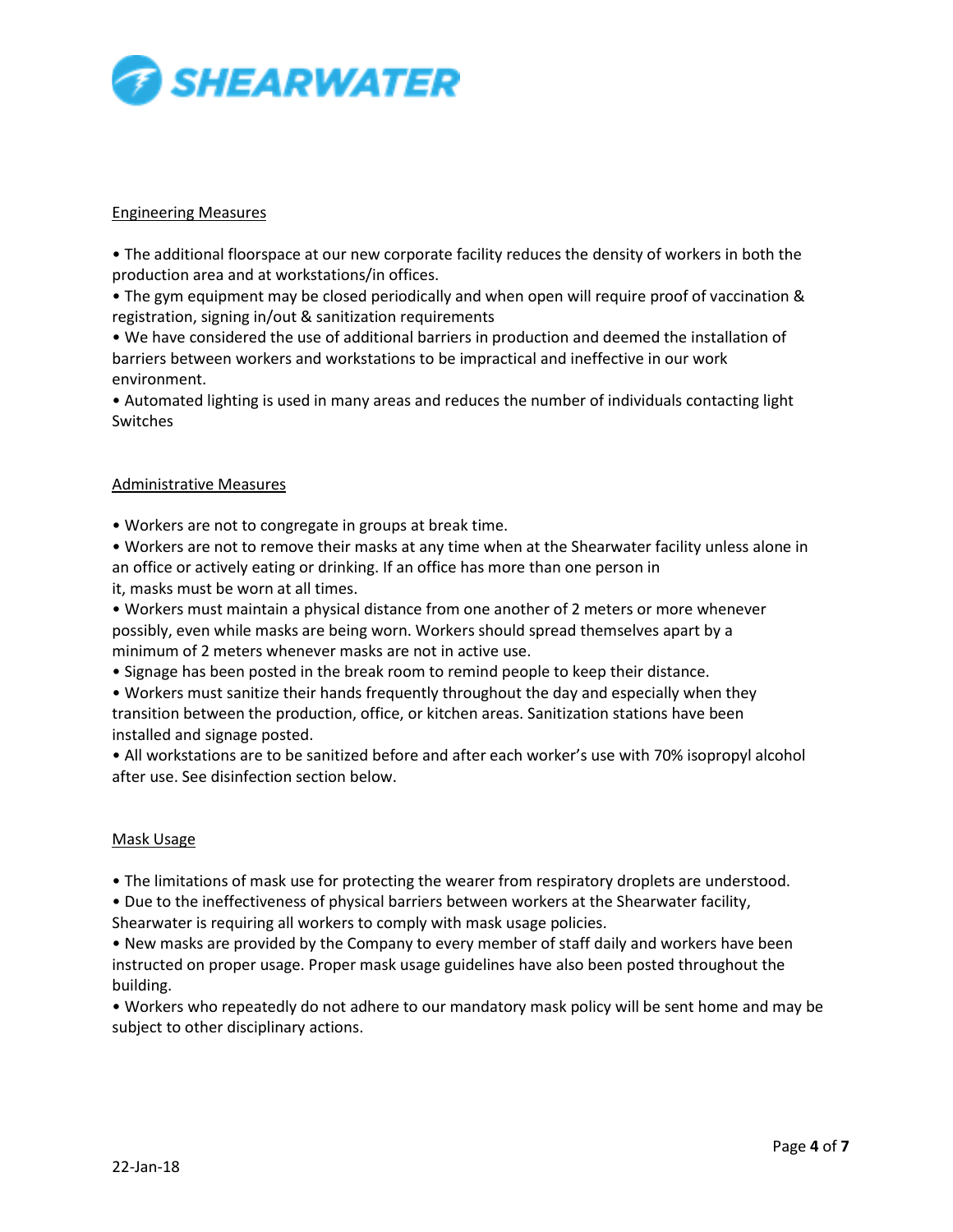## Engineering Measures

- The additional floorspace at our new corporate facility reduces the density of workers in both the production area and at workstations/in offices.
- The gym equipment may be closed periodically and when open will require proof of vaccination & registration, signing in/out & sanitization requirements
- We have considered the use of additional barriers in production and deemed the installation of barriers between workers and workstations to be impractical and ineffective in our work environment.
- Automated lighting is used in many areas and reduces the number of individuals contacting light Switches

## Administrative Measures

- Workers are not to congregate in groups at break time.
- Workers are not to remove their masks at any time when at the Shearwater facility unless alone in an office or actively eating or drinking. If an office has more than one person in it, masks must be worn at all times.
- Workers must maintain a physical distance from one another of 2 meters or more whenever possibly, even while masks are being worn. Workers should spread themselves apart by a minimum of 2 meters whenever masks are not in active use.
- Signage has been posted in the break room to remind people to keep their distance.
- Workers must sanitize their hands frequently throughout the day and especially when they transition between the production, office, or kitchen areas. Sanitization stations have been installed and signage posted.
- All workstations are to be sanitized before and after each worker's use with 70% isopropyl alcohol after use. See disinfection section below.

## Mask Usage

- The limitations of mask use for protecting the wearer from respiratory droplets are understood.
- Due to the ineffectiveness of physical barriers between workers at the Shearwater facility, Shearwater is requiring all workers to comply with mask usage policies.
- New masks are provided by the Company to every member of staff daily and workers have been instructed on proper usage. Proper mask usage guidelines have also been posted throughout the building.
- Workers who repeatedly do not adhere to our mandatory mask policy will be sent home and may be subject to other disciplinary actions.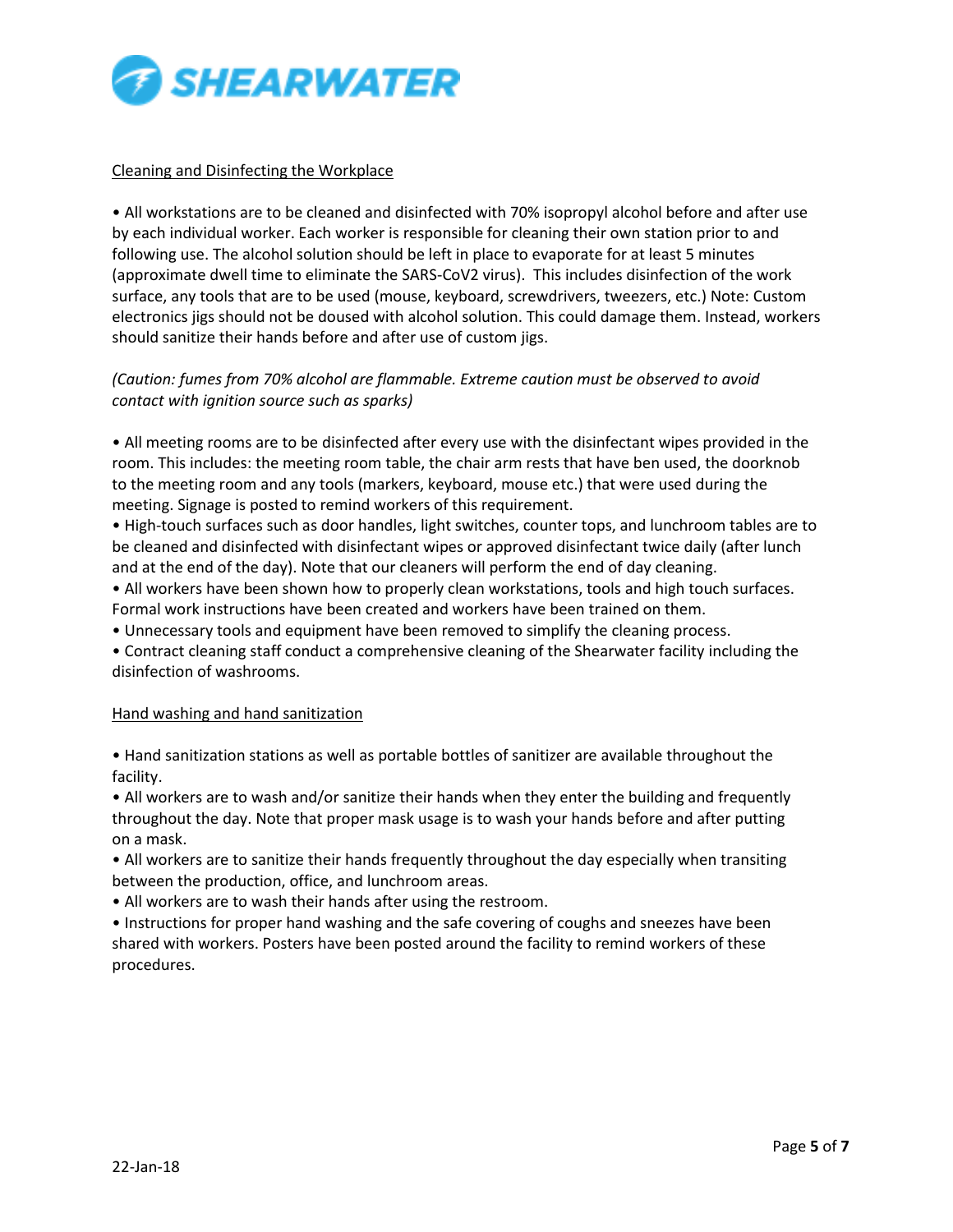## Cleaning and Disinfecting the Workplace

- All workstations are to be cleaned and disinfected with 70% isopropyl alcohol before and after use by each individual worker. Each worker is responsible for cleaning their own station prior to and following use. The alcohol solution should be left in place to evaporate for at least 5 minutes (approximate dwell time to eliminate the SARS-CoV2 virus). This includes disinfection of the work surface, any tools that are to be used (mouse, keyboard, screwdrivers, tweezers, etc.) Note: Custom electronics jigs should not be doused with alcohol solution. This could damage them. Instead, workers should sanitize their hands before and after use of custom jigs.

*(Caution: fumes from 70% alcohol are flammable. Extreme caution must be observed to avoid contact with ignition source such as sparks)*

- All meeting rooms are to be disinfected after every use with the disinfectant wipes provided in the room. This includes: the meeting room table, the chair arm rests that have ben used, the doorknob to the meeting room and any tools (markers, keyboard, mouse etc.) that were used during the meeting. Signage is posted to remind workers of this requirement.
- High-touch surfaces such as door handles, light switches, counter tops, and lunchroom tables are to be cleaned and disinfected with disinfectant wipes or approved disinfectant twice daily (after lunch and at the end of the day). Note that our cleaners will perform the end of day cleaning.
- All workers have been shown how to properly clean workstations, tools and high touch surfaces. Formal work instructions have been created and workers have been trained on them.
- Unnecessary tools and equipment have been removed to simplify the cleaning process.
- Contract cleaning staff conduct a comprehensive cleaning of the Shearwater facility including the disinfection of washrooms.

## Hand washing and hand sanitization

- Hand sanitization stations as well as portable bottles of sanitizer are available throughout the facility.
- All workers are to wash and/or sanitize their hands when they enter the building and frequently throughout the day. Note that proper mask usage is to wash your hands before and after putting on a mask.
- All workers are to sanitize their hands frequently throughout the day especially when transiting between the production, office, and lunchroom areas.
- All workers are to wash their hands after using the restroom.
- Instructions for proper hand washing and the safe covering of coughs and sneezes have been shared with workers. Posters have been posted around the facility to remind workers of these procedures.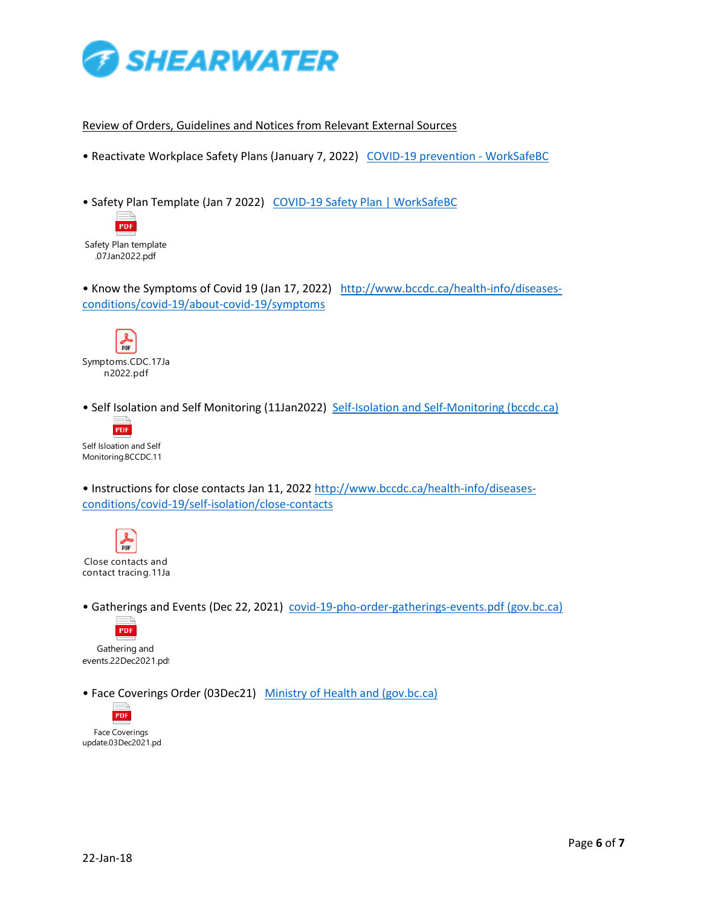SHEARWATER

Review of Orders, Guidelines and Notices from Relevant External Sources

- Reactivate Workplace Safety Plans (January 7, 2022) COVID-19 prevention - WorkSafeBC

- Safety Plan Template (Jan 7 2022) COVID-19 Safety Plan | WorkSafeBC

Safety Plan template .07Jan2022.pdf

- Know the Symptoms of Covid 19 (Jan 17, 2022) http://www.bccdc.ca/health-info/diseases-conditions/covid-19/about-covid-19/symptoms

Symptoms.CDC.17Jan2022.pdf

- Self Isolation and Self Monitoring (11Jan2022) Self-Isolation and Self-Monitoring (bccdc.ca)

Self Isloation and Self Monitoring.BCCDC.11

- Instructions for close contacts Jan 11, 2022 http://www.bccdc.ca/health-info/diseases-conditions/covid-19/self-isolation/close-contacts

Close contacts and contact tracing.11Ja

- Gatherings and Events (Dec 22, 2021) covid-19-pho-order-gatherings-events.pdf (gov.bc.ca)

Gathering and events.22Dec2021.pdf

- Face Coverings Order (03Dec21) Ministry of Health and (gov.bc.ca)

Face Coverings update.03Dec2021.pd

22-Jan-18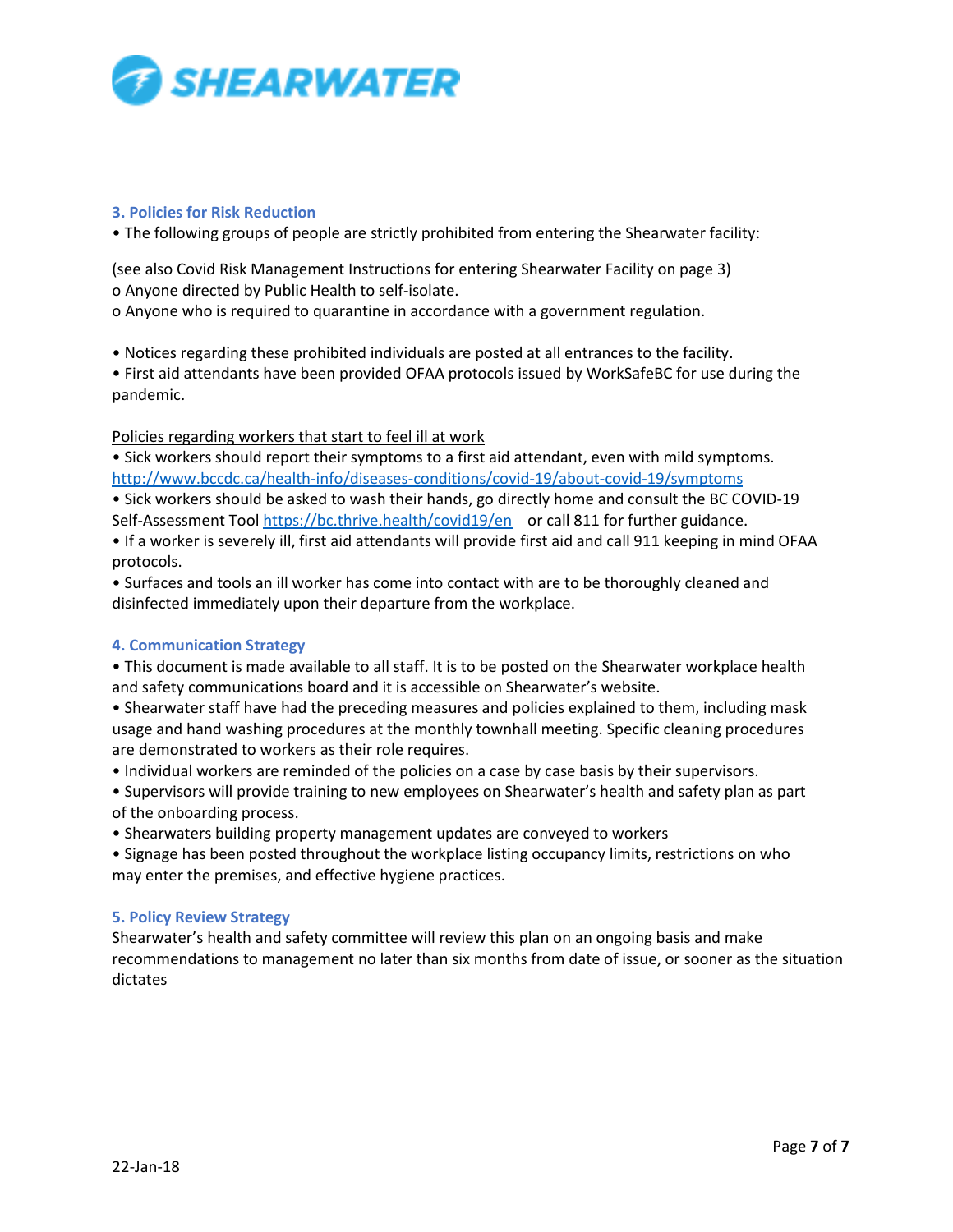## 3. Policies for Risk Reduction

• The following groups of people are strictly prohibited from entering the Shearwater facility:

(see also Covid Risk Management Instructions for entering Shearwater Facility on page 3)

o Anyone directed by Public Health to self-isolate.

o Anyone who is required to quarantine in accordance with a government regulation.

• Notices regarding these prohibited individuals are posted at all entrances to the facility.

• First aid attendants have been provided OFAA protocols issued by WorkSafeBC for use during the pandemic.

Policies regarding workers that start to feel ill at work

• Sick workers should report their symptoms to a first aid attendant, even with mild symptoms. http://www.bccdc.ca/health-info/diseases-conditions/covid-19/about-covid-19/symptoms

• Sick workers should be asked to wash their hands, go directly home and consult the BC COVID-19 Self-Assessment Tool https://bc.thrive.health/covid19/en or call 811 for further guidance.

• If a worker is severely ill, first aid attendants will provide first aid and call 911 keeping in mind OFAA protocols.

• Surfaces and tools an ill worker has come into contact with are to be thoroughly cleaned and disinfected immediately upon their departure from the workplace.

## 4. Communication Strategy

• This document is made available to all staff. It is to be posted on the Shearwater workplace health and safety communications board and it is accessible on Shearwater's website.

• Shearwater staff have had the preceding measures and policies explained to them, including mask usage and hand washing procedures at the monthly townhall meeting. Specific cleaning procedures are demonstrated to workers as their role requires.

• Individual workers are reminded of the policies on a case by case basis by their supervisors.

• Supervisors will provide training to new employees on Shearwater's health and safety plan as part of the onboarding process.

• Shearwaters building property management updates are conveyed to workers

• Signage has been posted throughout the workplace listing occupancy limits, restrictions on who may enter the premises, and effective hygiene practices.

## 5. Policy Review Strategy

Shearwater's health and safety committee will review this plan on an ongoing basis and make recommendations to management no later than six months from date of issue, or sooner as the situation dictates

22-Jan-18